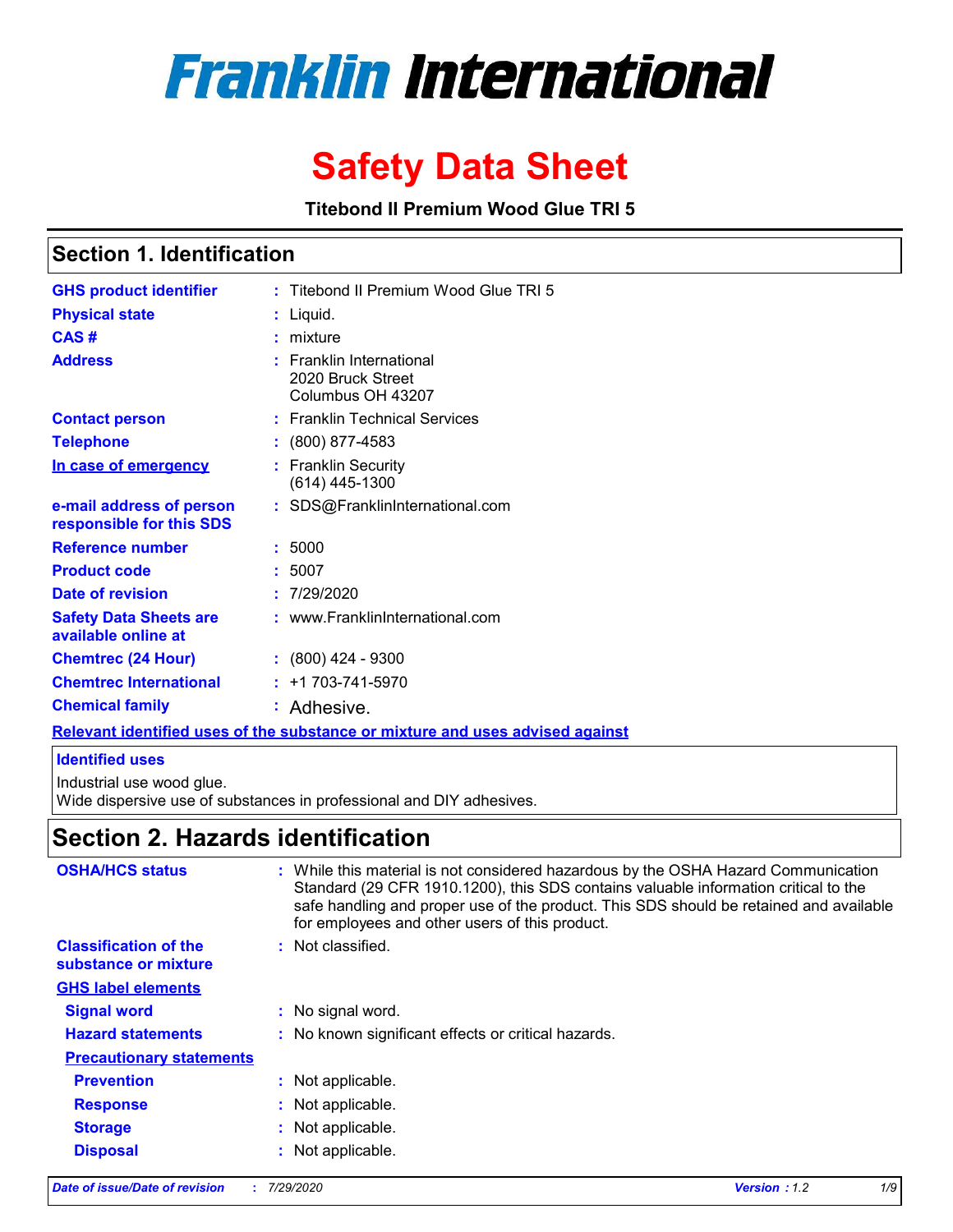# Franklin International

# Safety Data Sheet

**Titebond II Premium Wood Glue TRI 5**

## Section 1. Identification

| | |
|---|---|
| **GHS product identifier** | : Titebond II Premium Wood Glue TRI 5 |
| **Physical state** | : Liquid. |
| **CAS #** | : mixture |
| **Address** | : Franklin International<br>2020 Bruck Street<br>Columbus OH 43207 |
| **Contact person** | : Franklin Technical Services |
| **Telephone** | : (800) 877-4583 |
| **In case of emergency** | : Franklin Security<br>(614) 445-1300 |
| **e-mail address of person responsible for this SDS** | : SDS@FranklinInternational.com |
| **Reference number** | : 5000 |
| **Product code** | : 5007 |
| **Date of revision** | : 7/29/2020 |
| **Safety Data Sheets are available online at** | : www.FranklinInternational.com |
| **Chemtrec (24 Hour)** | : (800) 424 - 9300 |
| **Chemtrec International** | : +1 703-741-5970 |
| **Chemical family** | : Adhesive. |

**Relevant identified uses of the substance or mixture and uses advised against**

**Identified uses**

Industrial use wood glue.
Wide dispersive use of substances in professional and DIY adhesives.

## Section 2. Hazards identification

| | |
|---|---|
| **OSHA/HCS status** | : While this material is not considered hazardous by the OSHA Hazard Communication Standard (29 CFR 1910.1200), this SDS contains valuable information critical to the safe handling and proper use of the product. This SDS should be retained and available for employees and other users of this product. |
| **Classification of the substance or mixture** | : Not classified. |

**GHS label elements**

| | |
|---|---|
| **Signal word** | : No signal word. |
| **Hazard statements** | : No known significant effects or critical hazards. |

**Precautionary statements**

| | |
|---|---|
| **Prevention** | : Not applicable. |
| **Response** | : Not applicable. |
| **Storage** | : Not applicable. |
| **Disposal** | : Not applicable. |

*Date of issue/Date of revision : 7/29/2020* *Version : 1.2*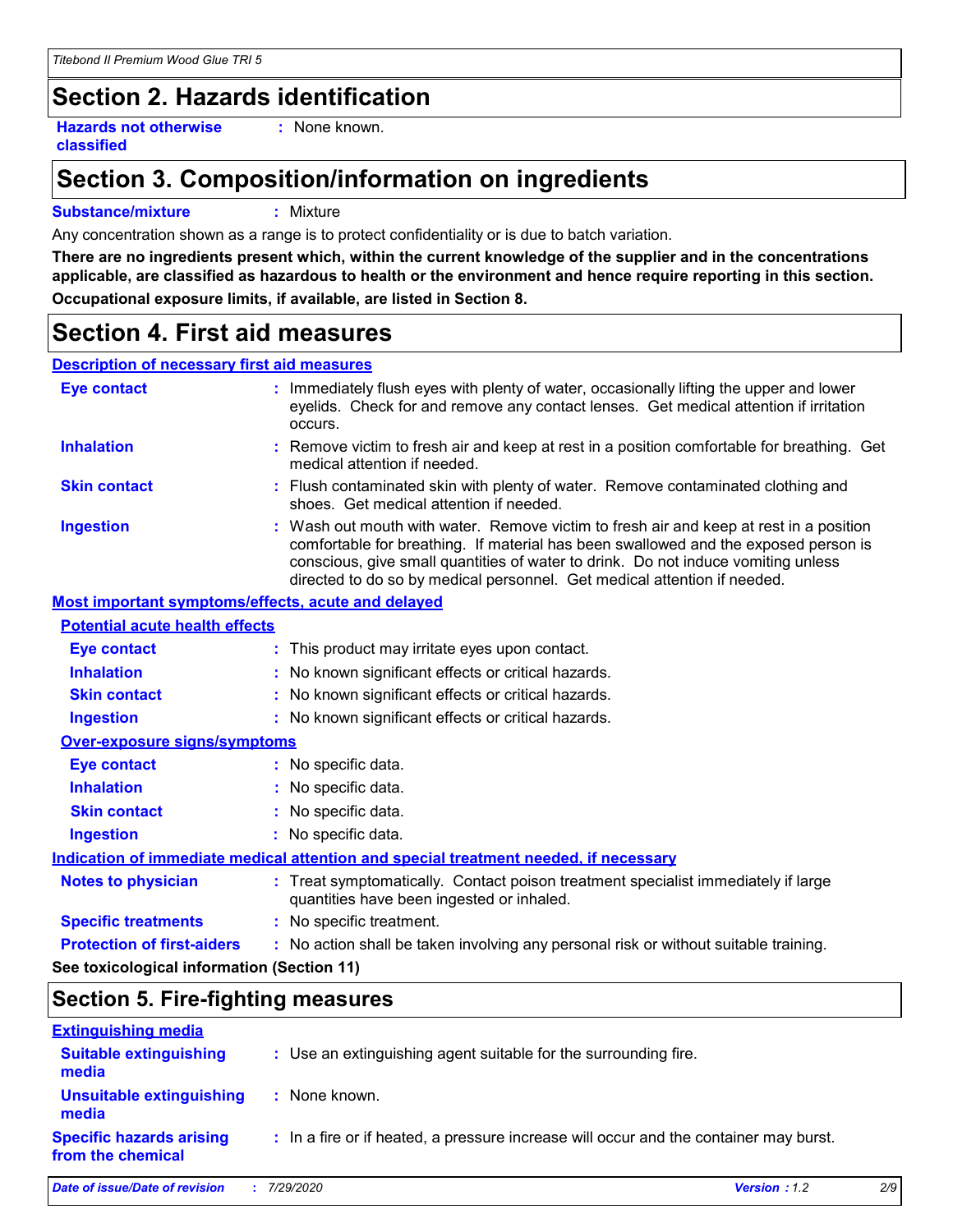## Section 2. Hazards identification

**Hazards not otherwise classified** : None known.

## Section 3. Composition/information on ingredients

**Substance/mixture** : Mixture

Any concentration shown as a range is to protect confidentiality or is due to batch variation.

**There are no ingredients present which, within the current knowledge of the supplier and in the concentrations applicable, are classified as hazardous to health or the environment and hence require reporting in this section.**

**Occupational exposure limits, if available, are listed in Section 8.**

## Section 4. First aid measures

### Description of necessary first aid measures

**Eye contact** : Immediately flush eyes with plenty of water, occasionally lifting the upper and lower eyelids. Check for and remove any contact lenses. Get medical attention if irritation occurs.

**Inhalation** : Remove victim to fresh air and keep at rest in a position comfortable for breathing. Get medical attention if needed.

**Skin contact** : Flush contaminated skin with plenty of water. Remove contaminated clothing and shoes. Get medical attention if needed.

**Ingestion** : Wash out mouth with water. Remove victim to fresh air and keep at rest in a position comfortable for breathing. If material has been swallowed and the exposed person is conscious, give small quantities of water to drink. Do not induce vomiting unless directed to do so by medical personnel. Get medical attention if needed.

### Most important symptoms/effects, acute and delayed

#### Potential acute health effects

**Eye contact** : This product may irritate eyes upon contact.

**Inhalation** : No known significant effects or critical hazards.

**Skin contact** : No known significant effects or critical hazards.

**Ingestion** : No known significant effects or critical hazards.

#### Over-exposure signs/symptoms

**Eye contact** : No specific data.

**Inhalation** : No specific data.

**Skin contact** : No specific data.

**Ingestion** : No specific data.

### Indication of immediate medical attention and special treatment needed, if necessary

**Notes to physician** : Treat symptomatically. Contact poison treatment specialist immediately if large quantities have been ingested or inhaled.

**Specific treatments** : No specific treatment.

**Protection of first-aiders** : No action shall be taken involving any personal risk or without suitable training.

**See toxicological information (Section 11)**

## Section 5. Fire-fighting measures

### Extinguishing media

**Suitable extinguishing media** : Use an extinguishing agent suitable for the surrounding fire.

**Unsuitable extinguishing media** : None known.

**Specific hazards arising from the chemical** : In a fire or if heated, a pressure increase will occur and the container may burst.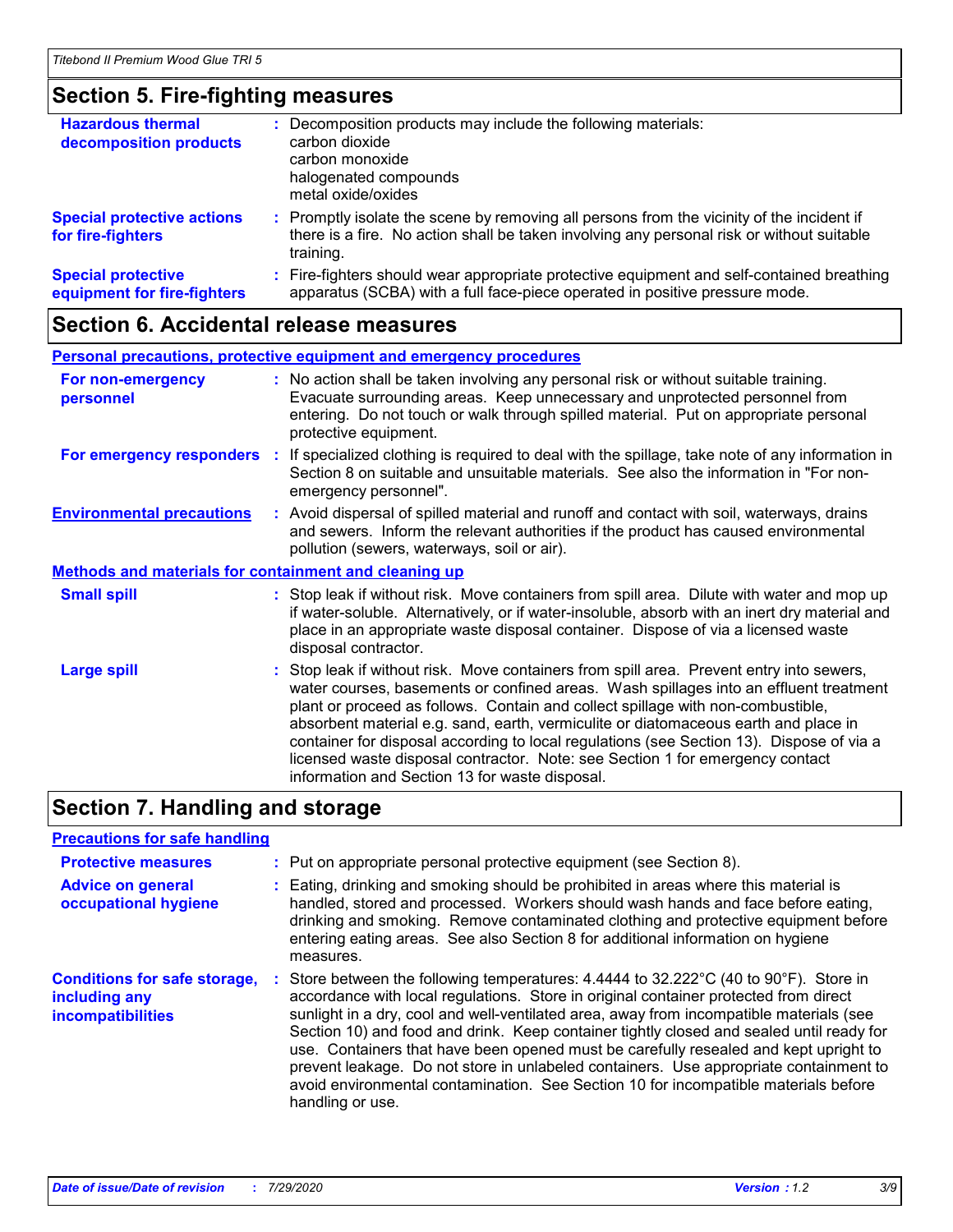## Section 5. Fire-fighting measures

**Hazardous thermal decomposition products** : Decomposition products may include the following materials:
carbon dioxide
carbon monoxide
halogenated compounds
metal oxide/oxides

**Special protective actions for fire-fighters** : Promptly isolate the scene by removing all persons from the vicinity of the incident if there is a fire. No action shall be taken involving any personal risk or without suitable training.

**Special protective equipment for fire-fighters** : Fire-fighters should wear appropriate protective equipment and self-contained breathing apparatus (SCBA) with a full face-piece operated in positive pressure mode.

## Section 6. Accidental release measures

### Personal precautions, protective equipment and emergency procedures

**For non-emergency personnel** : No action shall be taken involving any personal risk or without suitable training. Evacuate surrounding areas. Keep unnecessary and unprotected personnel from entering. Do not touch or walk through spilled material. Put on appropriate personal protective equipment.

**For emergency responders** : If specialized clothing is required to deal with the spillage, take note of any information in Section 8 on suitable and unsuitable materials. See also the information in "For non-emergency personnel".

**Environmental precautions** : Avoid dispersal of spilled material and runoff and contact with soil, waterways, drains and sewers. Inform the relevant authorities if the product has caused environmental pollution (sewers, waterways, soil or air).

### Methods and materials for containment and cleaning up

**Small spill** : Stop leak if without risk. Move containers from spill area. Dilute with water and mop up if water-soluble. Alternatively, or if water-insoluble, absorb with an inert dry material and place in an appropriate waste disposal container. Dispose of via a licensed waste disposal contractor.

**Large spill** : Stop leak if without risk. Move containers from spill area. Prevent entry into sewers, water courses, basements or confined areas. Wash spillages into an effluent treatment plant or proceed as follows. Contain and collect spillage with non-combustible, absorbent material e.g. sand, earth, vermiculite or diatomaceous earth and place in container for disposal according to local regulations (see Section 13). Dispose of via a licensed waste disposal contractor. Note: see Section 1 for emergency contact information and Section 13 for waste disposal.

## Section 7. Handling and storage

### Precautions for safe handling

**Protective measures** : Put on appropriate personal protective equipment (see Section 8).

**Advice on general occupational hygiene** : Eating, drinking and smoking should be prohibited in areas where this material is handled, stored and processed. Workers should wash hands and face before eating, drinking and smoking. Remove contaminated clothing and protective equipment before entering eating areas. See also Section 8 for additional information on hygiene measures.

**Conditions for safe storage, including any incompatibilities** : Store between the following temperatures: 4.4444 to 32.222°C (40 to 90°F). Store in accordance with local regulations. Store in original container protected from direct sunlight in a dry, cool and well-ventilated area, away from incompatible materials (see Section 10) and food and drink. Keep container tightly closed and sealed until ready for use. Containers that have been opened must be carefully resealed and kept upright to prevent leakage. Do not store in unlabeled containers. Use appropriate containment to avoid environmental contamination. See Section 10 for incompatible materials before handling or use.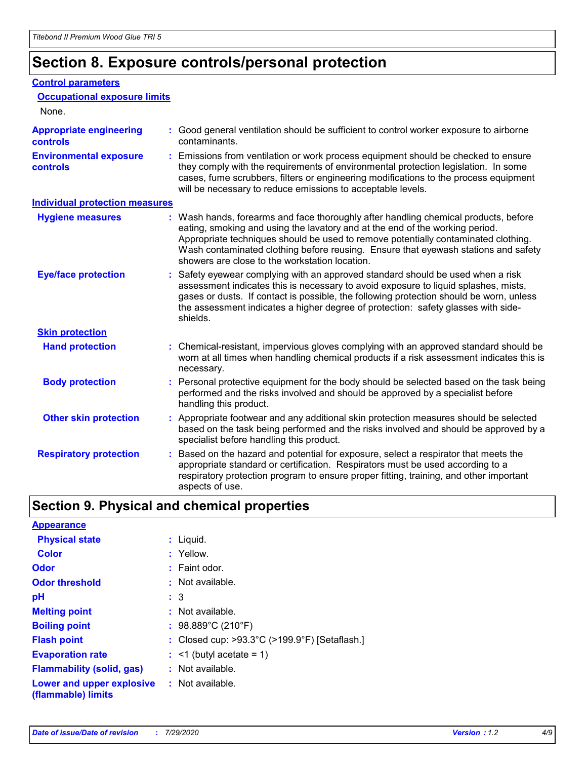# Section 8. Exposure controls/personal protection

## Control parameters

### Occupational exposure limits

None.

**Appropriate engineering controls** : Good general ventilation should be sufficient to control worker exposure to airborne contaminants.

**Environmental exposure controls** : Emissions from ventilation or work process equipment should be checked to ensure they comply with the requirements of environmental protection legislation. In some cases, fume scrubbers, filters or engineering modifications to the process equipment will be necessary to reduce emissions to acceptable levels.

## Individual protection measures

**Hygiene measures** : Wash hands, forearms and face thoroughly after handling chemical products, before eating, smoking and using the lavatory and at the end of the working period. Appropriate techniques should be used to remove potentially contaminated clothing. Wash contaminated clothing before reusing. Ensure that eyewash stations and safety showers are close to the workstation location.

**Eye/face protection** : Safety eyewear complying with an approved standard should be used when a risk assessment indicates this is necessary to avoid exposure to liquid splashes, mists, gases or dusts. If contact is possible, the following protection should be worn, unless the assessment indicates a higher degree of protection: safety glasses with side-shields.

### Skin protection

**Hand protection** : Chemical-resistant, impervious gloves complying with an approved standard should be worn at all times when handling chemical products if a risk assessment indicates this is necessary.

**Body protection** : Personal protective equipment for the body should be selected based on the task being performed and the risks involved and should be approved by a specialist before handling this product.

**Other skin protection** : Appropriate footwear and any additional skin protection measures should be selected based on the task being performed and the risks involved and should be approved by a specialist before handling this product.

**Respiratory protection** : Based on the hazard and potential for exposure, select a respirator that meets the appropriate standard or certification. Respirators must be used according to a respiratory protection program to ensure proper fitting, training, and other important aspects of use.

# Section 9. Physical and chemical properties

## Appearance

**Physical state** : Liquid.

**Color** : Yellow.

**Odor** : Faint odor.

**Odor threshold** : Not available.

**pH** : 3

**Melting point** : Not available.

**Boiling point** : 98.889°C (210°F)

**Flash point** : Closed cup: >93.3°C (>199.9°F) [Setaflash.]

**Evaporation rate** : <1 (butyl acetate = 1)

**Flammability (solid, gas)** : Not available.

**Lower and upper explosive (flammable) limits** : Not available.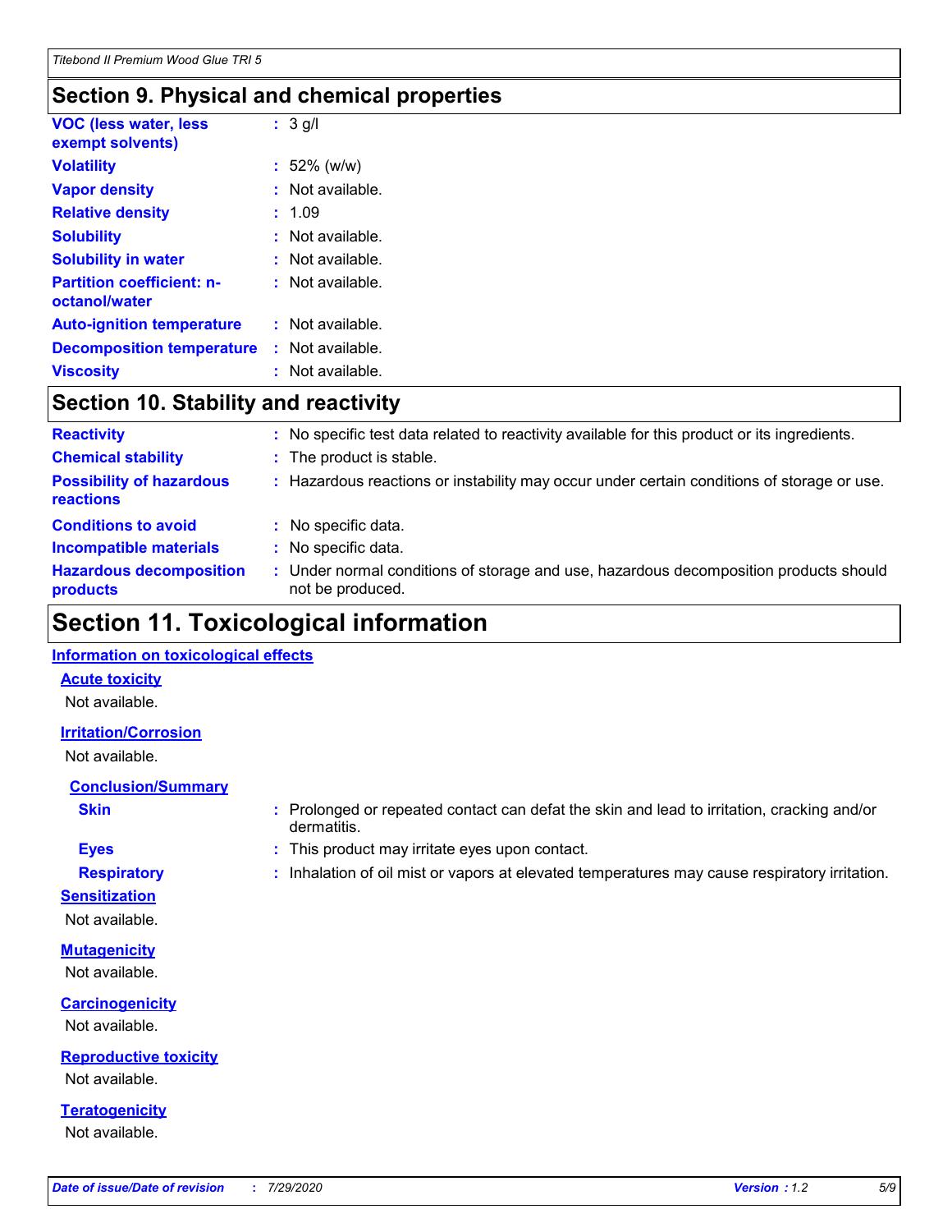## Section 9. Physical and chemical properties

| | |
|---|---|
| **VOC (less water, less exempt solvents)** | : 3 g/l |
| **Volatility** | : 52% (w/w) |
| **Vapor density** | : Not available. |
| **Relative density** | : 1.09 |
| **Solubility** | : Not available. |
| **Solubility in water** | : Not available. |
| **Partition coefficient: n-octanol/water** | : Not available. |
| **Auto-ignition temperature** | : Not available. |
| **Decomposition temperature** | : Not available. |
| **Viscosity** | : Not available. |

## Section 10. Stability and reactivity

| | |
|---|---|
| **Reactivity** | : No specific test data related to reactivity available for this product or its ingredients. |
| **Chemical stability** | : The product is stable. |
| **Possibility of hazardous reactions** | : Hazardous reactions or instability may occur under certain conditions of storage or use. |
| **Conditions to avoid** | : No specific data. |
| **Incompatible materials** | : No specific data. |
| **Hazardous decomposition products** | : Under normal conditions of storage and use, hazardous decomposition products should not be produced. |

## Section 11. Toxicological information

### Information on toxicological effects

**Acute toxicity**

Not available.

**Irritation/Corrosion**

Not available.

**Conclusion/Summary**

| | |
|---|---|
| **Skin** | : Prolonged or repeated contact can defat the skin and lead to irritation, cracking and/or dermatitis. |
| **Eyes** | : This product may irritate eyes upon contact. |
| **Respiratory** | : Inhalation of oil mist or vapors at elevated temperatures may cause respiratory irritation. |

**Sensitization**

Not available.

**Mutagenicity**

Not available.

**Carcinogenicity**

Not available.

**Reproductive toxicity**

Not available.

**Teratogenicity**

Not available.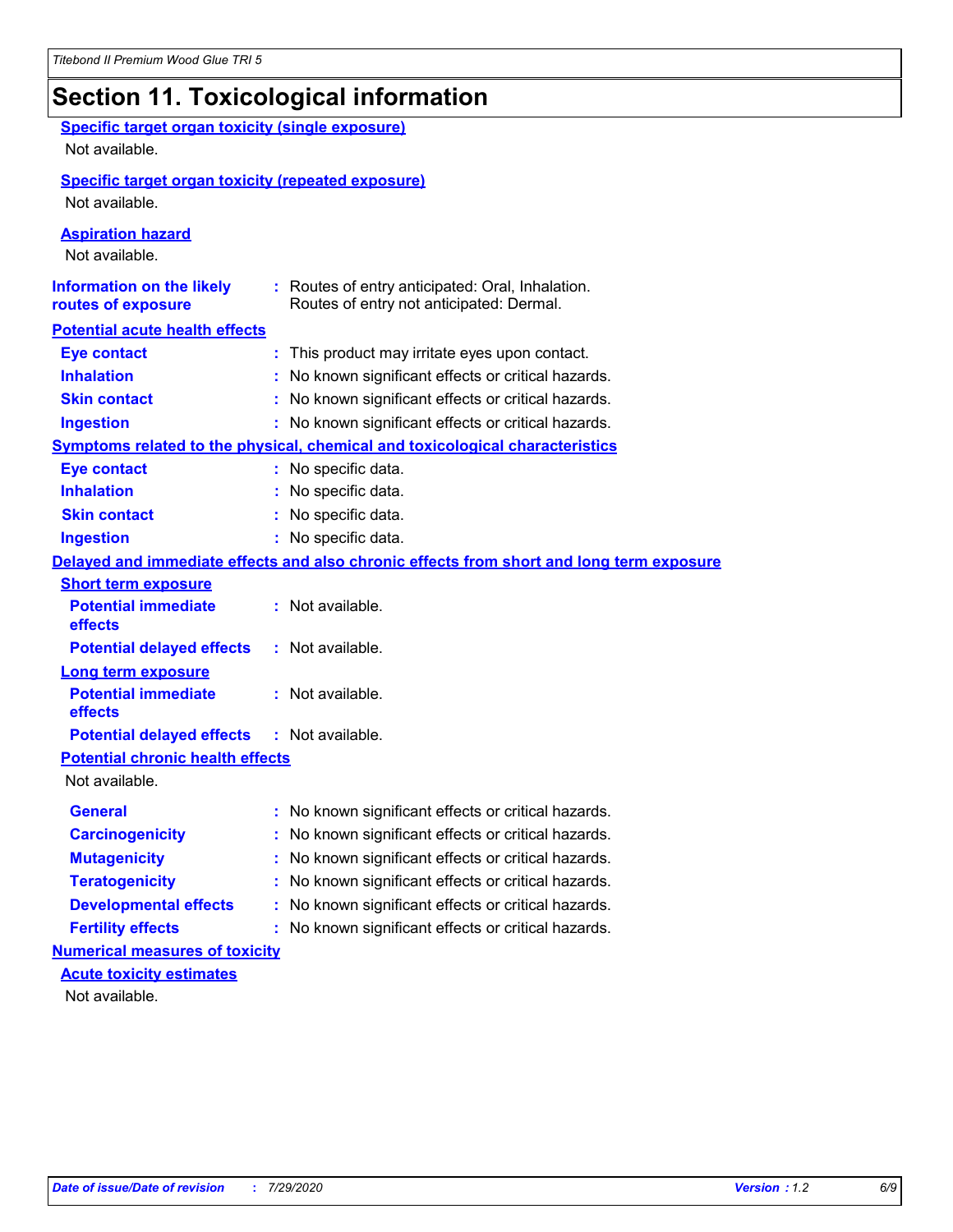# Section 11. Toxicological information

**Specific target organ toxicity (single exposure)**

Not available.

**Specific target organ toxicity (repeated exposure)**

Not available.

**Aspiration hazard**

Not available.

**Information on the likely routes of exposure** : Routes of entry anticipated: Oral, Inhalation. Routes of entry not anticipated: Dermal.

**Potential acute health effects**

| | |
|---|---|
| **Eye contact** | : This product may irritate eyes upon contact. |
| **Inhalation** | : No known significant effects or critical hazards. |
| **Skin contact** | : No known significant effects or critical hazards. |
| **Ingestion** | : No known significant effects or critical hazards. |

**Symptoms related to the physical, chemical and toxicological characteristics**

| | |
|---|---|
| **Eye contact** | : No specific data. |
| **Inhalation** | : No specific data. |
| **Skin contact** | : No specific data. |
| **Ingestion** | : No specific data. |

**Delayed and immediate effects and also chronic effects from short and long term exposure**

**Short term exposure**

| | |
|---|---|
| **Potential immediate effects** | : Not available. |
| **Potential delayed effects** | : Not available. |

**Long term exposure**

| | |
|---|---|
| **Potential immediate effects** | : Not available. |
| **Potential delayed effects** | : Not available. |

**Potential chronic health effects**

Not available.

| | |
|---|---|
| **General** | : No known significant effects or critical hazards. |
| **Carcinogenicity** | : No known significant effects or critical hazards. |
| **Mutagenicity** | : No known significant effects or critical hazards. |
| **Teratogenicity** | : No known significant effects or critical hazards. |
| **Developmental effects** | : No known significant effects or critical hazards. |
| **Fertility effects** | : No known significant effects or critical hazards. |

**Numerical measures of toxicity**

**Acute toxicity estimates**

Not available.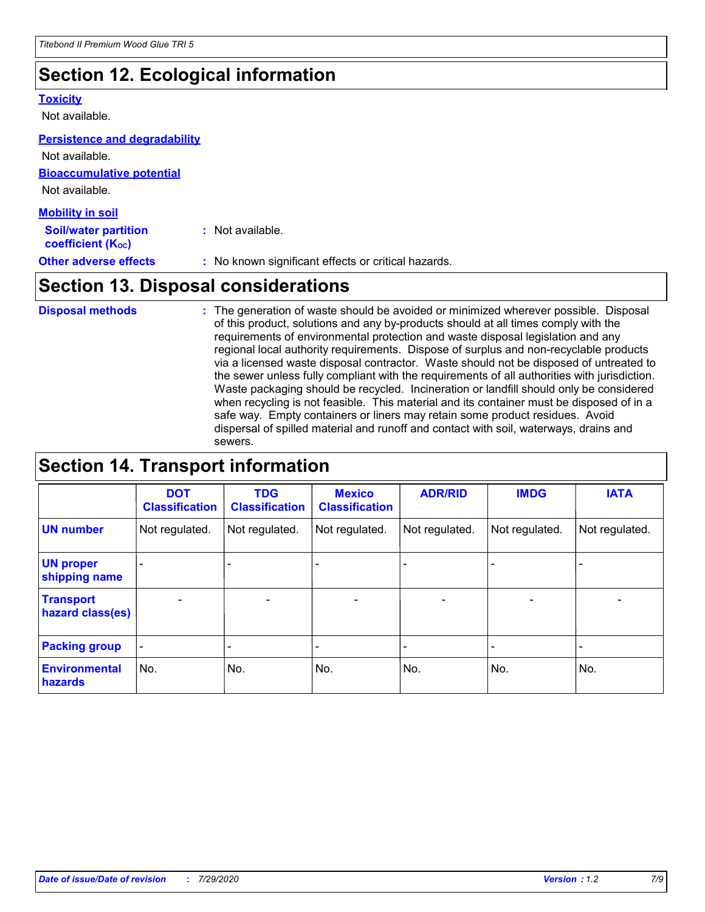## Section 12. Ecological information

**Toxicity**

Not available.

**Persistence and degradability**

Not available.

**Bioaccumulative potential**

Not available.

**Mobility in soil**

**Soil/water partition coefficient ($K_{OC}$)** : Not available.

**Other adverse effects** : No known significant effects or critical hazards.

## Section 13. Disposal considerations

**Disposal methods** : The generation of waste should be avoided or minimized wherever possible. Disposal of this product, solutions and any by-products should at all times comply with the requirements of environmental protection and waste disposal legislation and any regional local authority requirements. Dispose of surplus and non-recyclable products via a licensed waste disposal contractor. Waste should not be disposed of untreated to the sewer unless fully compliant with the requirements of all authorities with jurisdiction. Waste packaging should be recycled. Incineration or landfill should only be considered when recycling is not feasible. This material and its container must be disposed of in a safe way. Empty containers or liners may retain some product residues. Avoid dispersal of spilled material and runoff and contact with soil, waterways, drains and sewers.

## Section 14. Transport information

| | DOT Classification | TDG Classification | Mexico Classification | ADR/RID | IMDG | IATA |
|---|---|---|---|---|---|---|
| **UN number** | Not regulated. | Not regulated. | Not regulated. | Not regulated. | Not regulated. | Not regulated. |
| **UN proper shipping name** | - | - | - | - | - | - |
| **Transport hazard class(es)** | - | - | - | - | - | - |
| **Packing group** | - | - | - | - | - | - |
| **Environmental hazards** | No. | No. | No. | No. | No. | No. |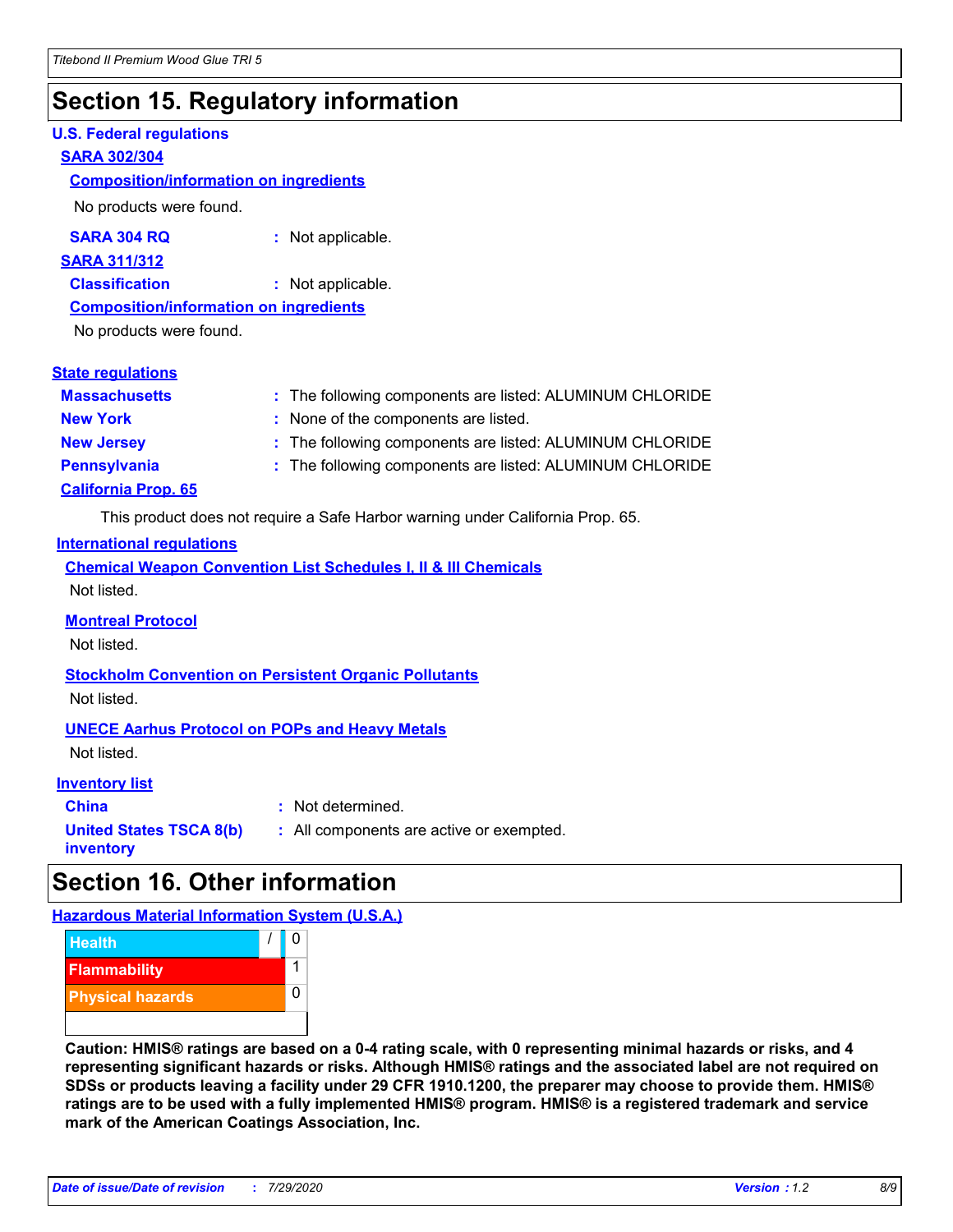# Section 15. Regulatory information

### U.S. Federal regulations

**SARA 302/304**

**Composition/information on ingredients**

No products were found.

**SARA 304 RQ** : Not applicable.

**SARA 311/312**

**Classification** : Not applicable.

**Composition/information on ingredients**

No products were found.

### State regulations

**Massachusetts** : The following components are listed: ALUMINUM CHLORIDE

**New York** : None of the components are listed.

**New Jersey** : The following components are listed: ALUMINUM CHLORIDE

**Pennsylvania** : The following components are listed: ALUMINUM CHLORIDE

**California Prop. 65**

This product does not require a Safe Harbor warning under California Prop. 65.

### International regulations

**Chemical Weapon Convention List Schedules I, II & III Chemicals**

Not listed.

**Montreal Protocol**

Not listed.

**Stockholm Convention on Persistent Organic Pollutants**

Not listed.

**UNECE Aarhus Protocol on POPs and Heavy Metals**

Not listed.

### Inventory list

**China** : Not determined.

**United States TSCA 8(b) inventory** : All components are active or exempted.

# Section 16. Other information

### Hazardous Material Information System (U.S.A.)

| | | |
|---|---|---|
| Health | / | 0 |
| Flammability | | 1 |
| Physical hazards | | 0 |

**Caution: HMIS® ratings are based on a 0-4 rating scale, with 0 representing minimal hazards or risks, and 4 representing significant hazards or risks. Although HMIS® ratings and the associated label are not required on SDSs or products leaving a facility under 29 CFR 1910.1200, the preparer may choose to provide them. HMIS® ratings are to be used with a fully implemented HMIS® program. HMIS® is a registered trademark and service mark of the American Coatings Association, Inc.**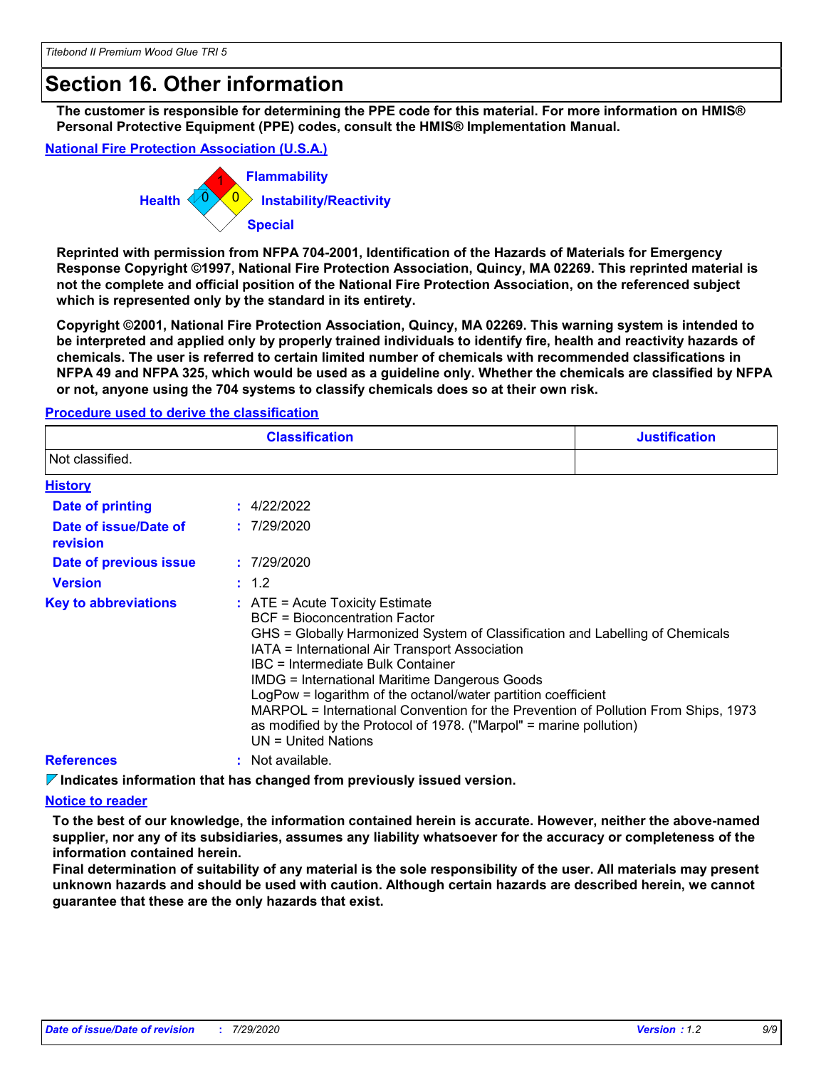# Section 16. Other information

**The customer is responsible for determining the PPE code for this material. For more information on HMIS® Personal Protective Equipment (PPE) codes, consult the HMIS® Implementation Manual.**

**National Fire Protection Association (U.S.A.)**

Flammability
1
Health
0
0
Instability/Reactivity
Special

**Reprinted with permission from NFPA 704-2001, Identification of the Hazards of Materials for Emergency Response Copyright ©1997, National Fire Protection Association, Quincy, MA 02269. This reprinted material is not the complete and official position of the National Fire Protection Association, on the referenced subject which is represented only by the standard in its entirety.**

**Copyright ©2001, National Fire Protection Association, Quincy, MA 02269. This warning system is intended to be interpreted and applied only by properly trained individuals to identify fire, health and reactivity hazards of chemicals. The user is referred to certain limited number of chemicals with recommended classifications in NFPA 49 and NFPA 325, which would be used as a guideline only. Whether the chemicals are classified by NFPA or not, anyone using the 704 systems to classify chemicals does so at their own risk.**

**Procedure used to derive the classification**

| Classification | Justification |
|---|---|
| Not classified. | |

**History**

**Date of printing** : 4/22/2022

**Date of issue/Date of revision** : 7/29/2020

**Date of previous issue** : 7/29/2020

**Version** : 1.2

**Key to abbreviations** :
ATE = Acute Toxicity Estimate
BCF = Bioconcentration Factor
GHS = Globally Harmonized System of Classification and Labelling of Chemicals
IATA = International Air Transport Association
IBC = Intermediate Bulk Container
IMDG = International Maritime Dangerous Goods
LogPow = logarithm of the octanol/water partition coefficient
MARPOL = International Convention for the Prevention of Pollution From Ships, 1973 as modified by the Protocol of 1978. ("Marpol" = marine pollution)
UN = United Nations

**References** : Not available.

**Indicates information that has changed from previously issued version.**

**Notice to reader**

**To the best of our knowledge, the information contained herein is accurate. However, neither the above-named supplier, nor any of its subsidiaries, assumes any liability whatsoever for the accuracy or completeness of the information contained herein.**
**Final determination of suitability of any material is the sole responsibility of the user. All materials may present unknown hazards and should be used with caution. Although certain hazards are described herein, we cannot guarantee that these are the only hazards that exist.**